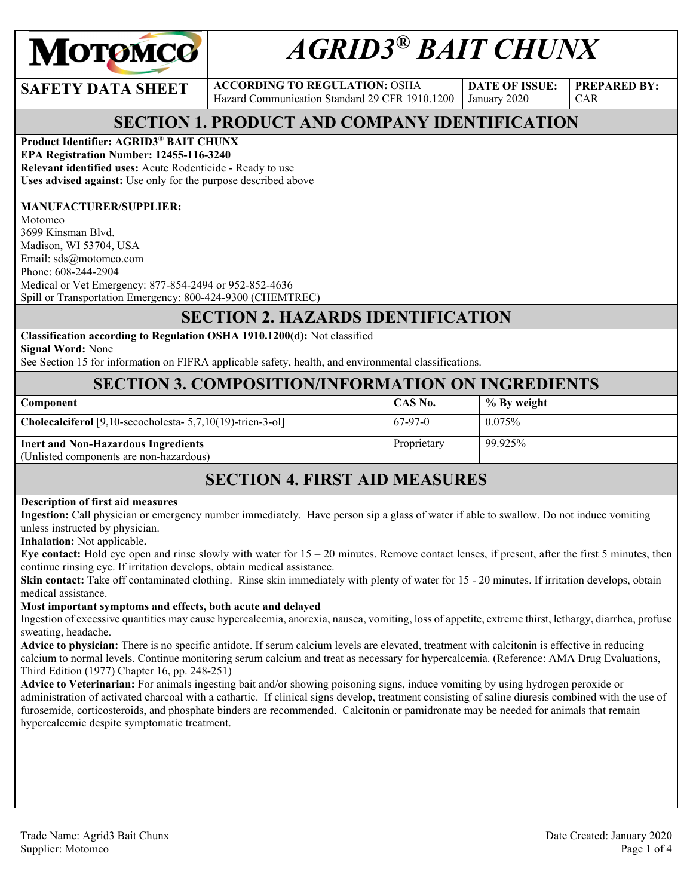MOTOMCO

# AGRID3® BAIT CHUNX

| SAFETY DATA SHEET | ACCORDING TO REGULATION: OSHA Hazard Communication Standard 29 CFR 1910.1200 | DATE OF ISSUE: January 2020 | PREPARED BY: CAR |
|---|---|---|---|

## SECTION 1. PRODUCT AND COMPANY IDENTIFICATION

**Product Identifier: AGRID3® BAIT CHUNX**
**EPA Registration Number: 12455-116-3240**
**Relevant identified uses:** Acute Rodenticide - Ready to use
**Uses advised against:** Use only for the purpose described above

**MANUFACTURER/SUPPLIER:**
Motomco
3699 Kinsman Blvd.
Madison, WI 53704, USA
Email: sds@motomco.com
Phone: 608-244-2904
Medical or Vet Emergency: 877-854-2494 or 952-852-4636
Spill or Transportation Emergency: 800-424-9300 (CHEMTREC)

## SECTION 2. HAZARDS IDENTIFICATION

**Classification according to Regulation OSHA 1910.1200(d):** Not classified
**Signal Word:** None
See Section 15 for information on FIFRA applicable safety, health, and environmental classifications.

## SECTION 3. COMPOSITION/INFORMATION ON INGREDIENTS

| Component | CAS No. | % By weight |
|---|---|---|
| **Cholecalciferol** [9,10-secocholesta- 5,7,10(19)-trien-3-ol] | 67-97-0 | 0.075% |
| **Inert and Non-Hazardous Ingredients** (Unlisted components are non-hazardous) | Proprietary | 99.925% |

## SECTION 4. FIRST AID MEASURES

**Description of first aid measures**
**Ingestion:** Call physician or emergency number immediately. Have person sip a glass of water if able to swallow. Do not induce vomiting unless instructed by physician.
**Inhalation:** Not applicable**.**
**Eye contact:** Hold eye open and rinse slowly with water for 15 – 20 minutes. Remove contact lenses, if present, after the first 5 minutes, then continue rinsing eye. If irritation develops, obtain medical assistance.
**Skin contact:** Take off contaminated clothing. Rinse skin immediately with plenty of water for 15 - 20 minutes. If irritation develops, obtain medical assistance.
**Most important symptoms and effects, both acute and delayed**
Ingestion of excessive quantities may cause hypercalcemia, anorexia, nausea, vomiting, loss of appetite, extreme thirst, lethargy, diarrhea, profuse sweating, headache.
**Advice to physician:** There is no specific antidote. If serum calcium levels are elevated, treatment with calcitonin is effective in reducing calcium to normal levels. Continue monitoring serum calcium and treat as necessary for hypercalcemia. (Reference: AMA Drug Evaluations, Third Edition (1977) Chapter 16, pp. 248-251)
**Advice to Veterinarian:** For animals ingesting bait and/or showing poisoning signs, induce vomiting by using hydrogen peroxide or administration of activated charcoal with a cathartic. If clinical signs develop, treatment consisting of saline diuresis combined with the use of furosemide, corticosteroids, and phosphate binders are recommended. Calcitonin or pamidronate may be needed for animals that remain hypercalcemic despite symptomatic treatment.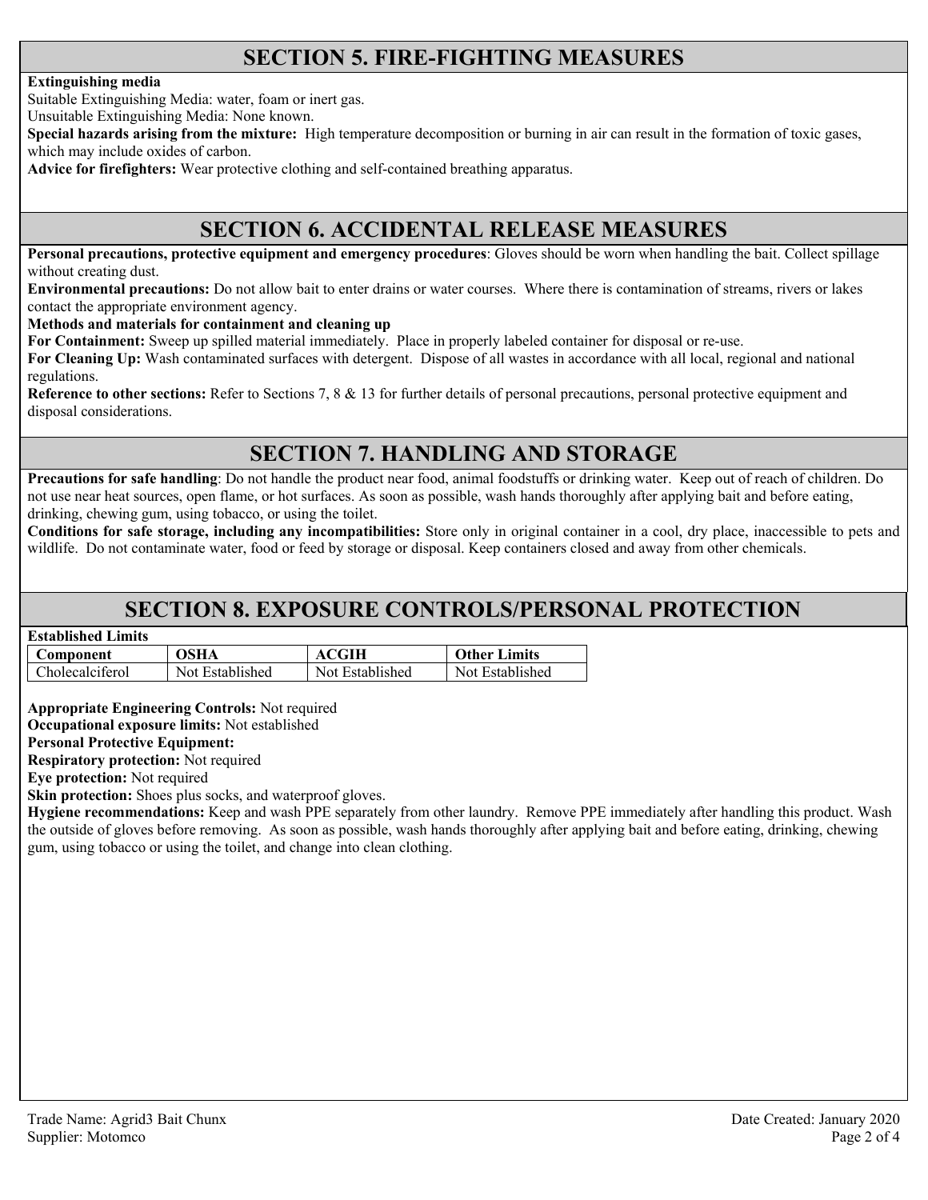## SECTION 5. FIRE-FIGHTING MEASURES

**Extinguishing media**

Suitable Extinguishing Media: water, foam or inert gas.

Unsuitable Extinguishing Media: None known.

**Special hazards arising from the mixture:** High temperature decomposition or burning in air can result in the formation of toxic gases, which may include oxides of carbon.

**Advice for firefighters:** Wear protective clothing and self-contained breathing apparatus.

## SECTION 6. ACCIDENTAL RELEASE MEASURES

**Personal precautions, protective equipment and emergency procedures**: Gloves should be worn when handling the bait. Collect spillage without creating dust.

**Environmental precautions:** Do not allow bait to enter drains or water courses. Where there is contamination of streams, rivers or lakes contact the appropriate environment agency.

**Methods and materials for containment and cleaning up**

**For Containment:** Sweep up spilled material immediately. Place in properly labeled container for disposal or re-use.

**For Cleaning Up:** Wash contaminated surfaces with detergent. Dispose of all wastes in accordance with all local, regional and national regulations.

**Reference to other sections:** Refer to Sections 7, 8 & 13 for further details of personal precautions, personal protective equipment and disposal considerations.

## SECTION 7. HANDLING AND STORAGE

**Precautions for safe handling**: Do not handle the product near food, animal foodstuffs or drinking water. Keep out of reach of children. Do not use near heat sources, open flame, or hot surfaces. As soon as possible, wash hands thoroughly after applying bait and before eating, drinking, chewing gum, using tobacco, or using the toilet.

**Conditions for safe storage, including any incompatibilities:** Store only in original container in a cool, dry place, inaccessible to pets and wildlife. Do not contaminate water, food or feed by storage or disposal. Keep containers closed and away from other chemicals.

## SECTION 8. EXPOSURE CONTROLS/PERSONAL PROTECTION

**Established Limits**

| Component | OSHA | ACGIH | Other Limits |
|---|---|---|---|
| Cholecalciferol | Not Established | Not Established | Not Established |

**Appropriate Engineering Controls:** Not required

**Occupational exposure limits:** Not established

**Personal Protective Equipment:**

**Respiratory protection:** Not required

**Eye protection:** Not required

**Skin protection:** Shoes plus socks, and waterproof gloves.

**Hygiene recommendations:** Keep and wash PPE separately from other laundry. Remove PPE immediately after handling this product. Wash the outside of gloves before removing. As soon as possible, wash hands thoroughly after applying bait and before eating, drinking, chewing gum, using tobacco or using the toilet, and change into clean clothing.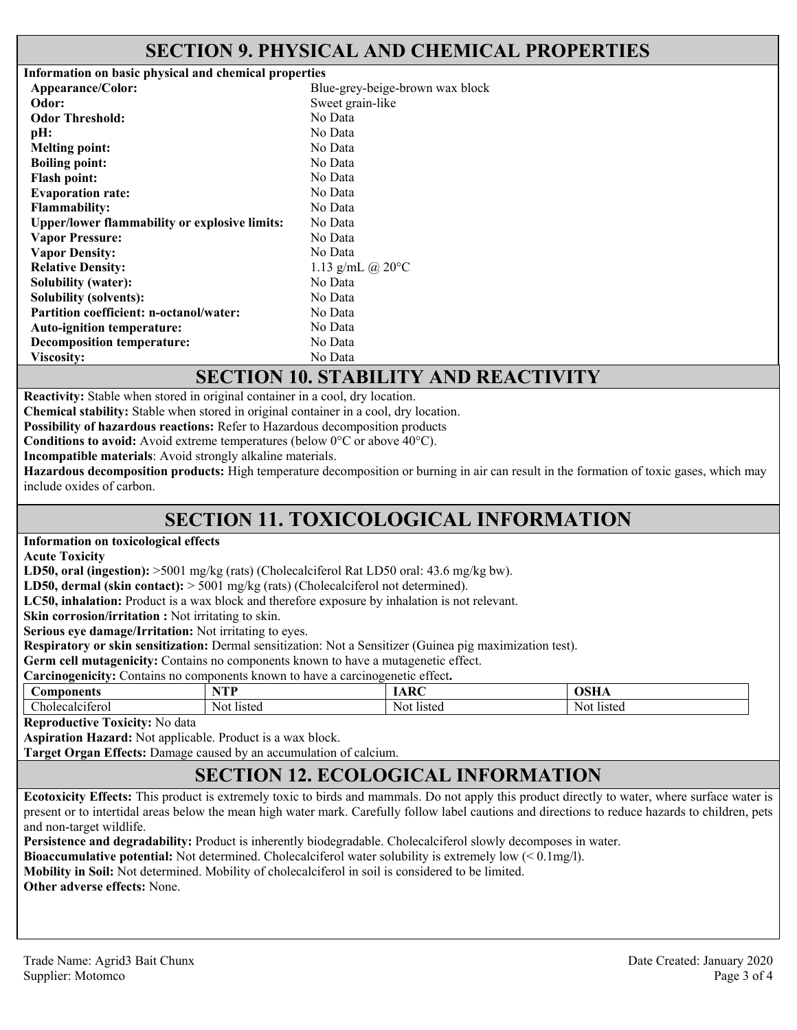## SECTION 9. PHYSICAL AND CHEMICAL PROPERTIES

**Information on basic physical and chemical properties**

| Property | Value |
|---|---|
| **Appearance/Color:** | Blue-grey-beige-brown wax block |
| **Odor:** | Sweet grain-like |
| **Odor Threshold:** | No Data |
| **pH:** | No Data |
| **Melting point:** | No Data |
| **Boiling point:** | No Data |
| **Flash point:** | No Data |
| **Evaporation rate:** | No Data |
| **Flammability:** | No Data |
| **Upper/lower flammability or explosive limits:** | No Data |
| **Vapor Pressure:** | No Data |
| **Vapor Density:** | No Data |
| **Relative Density:** | 1.13 g/mL @ 20°C |
| **Solubility (water):** | No Data |
| **Solubility (solvents):** | No Data |
| **Partition coefficient: n-octanol/water:** | No Data |
| **Auto-ignition temperature:** | No Data |
| **Decomposition temperature:** | No Data |
| **Viscosity:** | No Data |

## SECTION 10. STABILITY AND REACTIVITY

**Reactivity:** Stable when stored in original container in a cool, dry location.
**Chemical stability:** Stable when stored in original container in a cool, dry location.
**Possibility of hazardous reactions:** Refer to Hazardous decomposition products
**Conditions to avoid:** Avoid extreme temperatures (below 0°C or above 40°C).
**Incompatible materials**: Avoid strongly alkaline materials.
**Hazardous decomposition products:** High temperature decomposition or burning in air can result in the formation of toxic gases, which may include oxides of carbon.

## SECTION 11. TOXICOLOGICAL INFORMATION

**Information on toxicological effects**
**Acute Toxicity**
**LD50, oral (ingestion):** >5001 mg/kg (rats) (Cholecalciferol Rat LD50 oral: 43.6 mg/kg bw).
**LD50, dermal (skin contact):** > 5001 mg/kg (rats) (Cholecalciferol not determined).
**LC50, inhalation:** Product is a wax block and therefore exposure by inhalation is not relevant.
**Skin corrosion/irritation :** Not irritating to skin.
**Serious eye damage/Irritation:** Not irritating to eyes.
**Respiratory or skin sensitization:** Dermal sensitization: Not a Sensitizer (Guinea pig maximization test).
**Germ cell mutagenicity:** Contains no components known to have a mutagenetic effect.
**Carcinogenicity:** Contains no components known to have a carcinogenetic effect**.**

| Components | NTP | IARC | OSHA |
|---|---|---|---|
| Cholecalciferol | Not listed | Not listed | Not listed |

**Reproductive Toxicity:** No data
**Aspiration Hazard:** Not applicable. Product is a wax block.
**Target Organ Effects:** Damage caused by an accumulation of calcium.

## SECTION 12. ECOLOGICAL INFORMATION

**Ecotoxicity Effects:** This product is extremely toxic to birds and mammals. Do not apply this product directly to water, where surface water is present or to intertidal areas below the mean high water mark. Carefully follow label cautions and directions to reduce hazards to children, pets and non-target wildlife.
**Persistence and degradability:** Product is inherently biodegradable. Cholecalciferol slowly decomposes in water.
**Bioaccumulative potential:** Not determined. Cholecalciferol water solubility is extremely low (< 0.1mg/l).
**Mobility in Soil:** Not determined. Mobility of cholecalciferol in soil is considered to be limited.
**Other adverse effects:** None.

Trade Name: Agrid3 Bait Chunx
Supplier: Motomco
Date Created: January 2020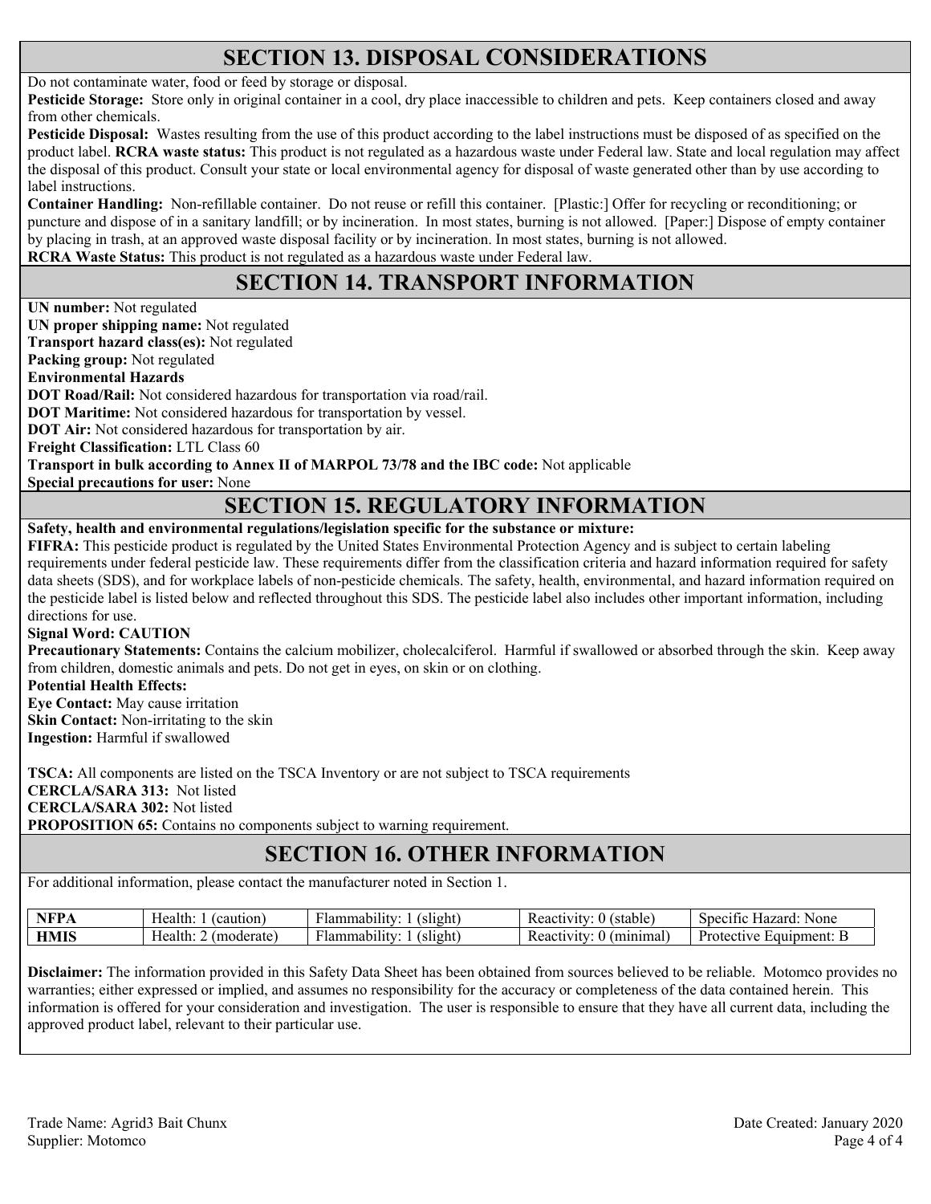## SECTION 13. DISPOSAL CONSIDERATIONS

Do not contaminate water, food or feed by storage or disposal.

**Pesticide Storage:** Store only in original container in a cool, dry place inaccessible to children and pets. Keep containers closed and away from other chemicals.

**Pesticide Disposal:** Wastes resulting from the use of this product according to the label instructions must be disposed of as specified on the product label. **RCRA waste status:** This product is not regulated as a hazardous waste under Federal law. State and local regulation may affect the disposal of this product. Consult your state or local environmental agency for disposal of waste generated other than by use according to label instructions.

**Container Handling:** Non-refillable container. Do not reuse or refill this container. [Plastic:] Offer for recycling or reconditioning; or puncture and dispose of in a sanitary landfill; or by incineration. In most states, burning is not allowed. [Paper:] Dispose of empty container by placing in trash, at an approved waste disposal facility or by incineration. In most states, burning is not allowed.

**RCRA Waste Status:** This product is not regulated as a hazardous waste under Federal law.

## SECTION 14. TRANSPORT INFORMATION

**UN number:** Not regulated
**UN proper shipping name:** Not regulated
**Transport hazard class(es):** Not regulated
**Packing group:** Not regulated
**Environmental Hazards**
**DOT Road/Rail:** Not considered hazardous for transportation via road/rail.
**DOT Maritime:** Not considered hazardous for transportation by vessel.
**DOT Air:** Not considered hazardous for transportation by air.
**Freight Classification:** LTL Class 60
**Transport in bulk according to Annex II of MARPOL 73/78 and the IBC code:** Not applicable
**Special precautions for user:** None

## SECTION 15. REGULATORY INFORMATION

**Safety, health and environmental regulations/legislation specific for the substance or mixture:**

**FIFRA:** This pesticide product is regulated by the United States Environmental Protection Agency and is subject to certain labeling requirements under federal pesticide law. These requirements differ from the classification criteria and hazard information required for safety data sheets (SDS), and for workplace labels of non-pesticide chemicals. The safety, health, environmental, and hazard information required on the pesticide label is listed below and reflected throughout this SDS. The pesticide label also includes other important information, including directions for use.

**Signal Word: CAUTION**

**Precautionary Statements:** Contains the calcium mobilizer, cholecalciferol. Harmful if swallowed or absorbed through the skin. Keep away from children, domestic animals and pets. Do not get in eyes, on skin or on clothing.

**Potential Health Effects:**
**Eye Contact:** May cause irritation
**Skin Contact:** Non-irritating to the skin
**Ingestion:** Harmful if swallowed

**TSCA:** All components are listed on the TSCA Inventory or are not subject to TSCA requirements
**CERCLA/SARA 313:** Not listed
**CERCLA/SARA 302:** Not listed
**PROPOSITION 65:** Contains no components subject to warning requirement.

## SECTION 16. OTHER INFORMATION

For additional information, please contact the manufacturer noted in Section 1.

| | | | | |
|---|---|---|---|---|
| **NFPA** | Health: 1 (caution) | Flammability: 1 (slight) | Reactivity: 0 (stable) | Specific Hazard: None |
| **HMIS** | Health: 2 (moderate) | Flammability: 1 (slight) | Reactivity: 0 (minimal) | Protective Equipment: B |

**Disclaimer:** The information provided in this Safety Data Sheet has been obtained from sources believed to be reliable. Motomco provides no warranties; either expressed or implied, and assumes no responsibility for the accuracy or completeness of the data contained herein. This information is offered for your consideration and investigation. The user is responsible to ensure that they have all current data, including the approved product label, relevant to their particular use.

Trade Name: Agrid3 Bait Chunx
Supplier: Motomco
Date Created: January 2020